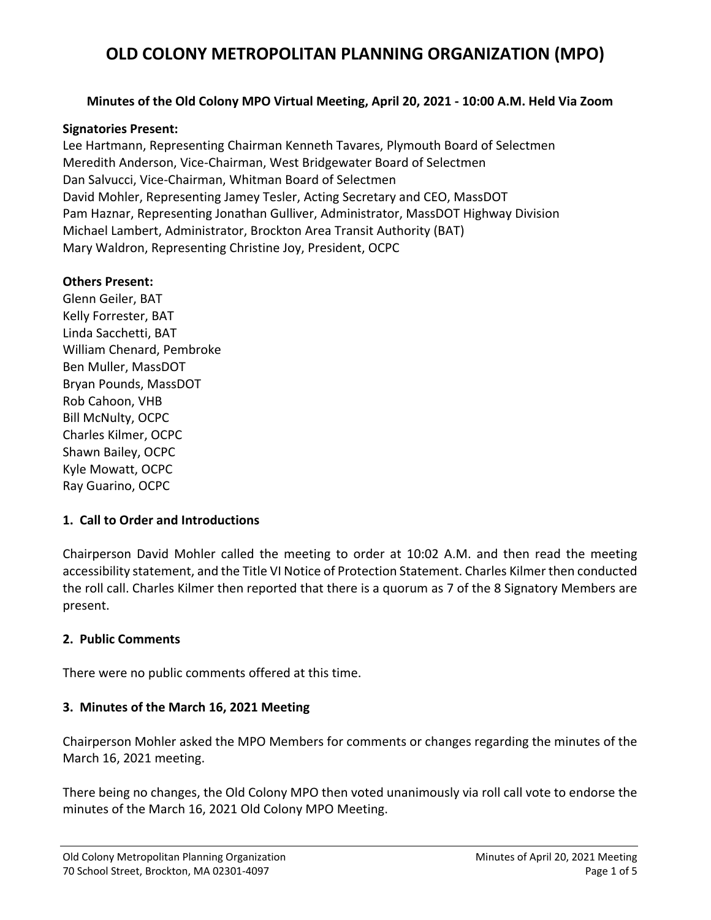# OLD COLONY METROPOLITAN PLANNING ORGANIZATION (MPO)

### Minutes of the Old Colony MPO Virtual Meeting, April 20, 2021 - 10:00 A.M. Held Via Zoom

**Signatories Present:**
Lee Hartmann, Representing Chairman Kenneth Tavares, Plymouth Board of Selectmen
Meredith Anderson, Vice-Chairman, West Bridgewater Board of Selectmen
Dan Salvucci, Vice-Chairman, Whitman Board of Selectmen
David Mohler, Representing Jamey Tesler, Acting Secretary and CEO, MassDOT
Pam Haznar, Representing Jonathan Gulliver, Administrator, MassDOT Highway Division
Michael Lambert, Administrator, Brockton Area Transit Authority (BAT)
Mary Waldron, Representing Christine Joy, President, OCPC

**Others Present:**
Glenn Geiler, BAT
Kelly Forrester, BAT
Linda Sacchetti, BAT
William Chenard, Pembroke
Ben Muller, MassDOT
Bryan Pounds, MassDOT
Rob Cahoon, VHB
Bill McNulty, OCPC
Charles Kilmer, OCPC
Shawn Bailey, OCPC
Kyle Mowatt, OCPC
Ray Guarino, OCPC

### 1. Call to Order and Introductions

Chairperson David Mohler called the meeting to order at 10:02 A.M. and then read the meeting accessibility statement, and the Title VI Notice of Protection Statement. Charles Kilmer then conducted the roll call. Charles Kilmer then reported that there is a quorum as 7 of the 8 Signatory Members are present.

### 2. Public Comments

There were no public comments offered at this time.

### 3. Minutes of the March 16, 2021 Meeting

Chairperson Mohler asked the MPO Members for comments or changes regarding the minutes of the March 16, 2021 meeting.

There being no changes, the Old Colony MPO then voted unanimously via roll call vote to endorse the minutes of the March 16, 2021 Old Colony MPO Meeting.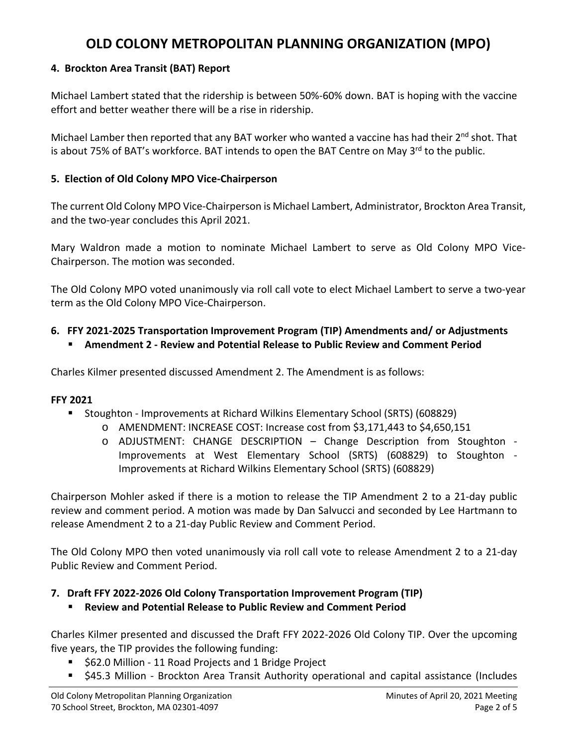### 4. Brockton Area Transit (BAT) Report

Michael Lambert stated that the ridership is between 50%-60% down. BAT is hoping with the vaccine effort and better weather there will be a rise in ridership.

Michael Lamber then reported that any BAT worker who wanted a vaccine has had their 2nd shot. That is about 75% of BAT's workforce. BAT intends to open the BAT Centre on May 3rd to the public.

### 5. Election of Old Colony MPO Vice-Chairperson

The current Old Colony MPO Vice-Chairperson is Michael Lambert, Administrator, Brockton Area Transit, and the two-year concludes this April 2021.

Mary Waldron made a motion to nominate Michael Lambert to serve as Old Colony MPO Vice-Chairperson. The motion was seconded.

The Old Colony MPO voted unanimously via roll call vote to elect Michael Lambert to serve a two-year term as the Old Colony MPO Vice-Chairperson.

### 6. FFY 2021-2025 Transportation Improvement Program (TIP) Amendments and/ or Adjustments

- **Amendment 2 - Review and Potential Release to Public Review and Comment Period**

Charles Kilmer presented discussed Amendment 2. The Amendment is as follows:

**FFY 2021**

- Stoughton - Improvements at Richard Wilkins Elementary School (SRTS) (608829)
  - AMENDMENT: INCREASE COST: Increase cost from $3,171,443 to $4,650,151
  - ADJUSTMENT: CHANGE DESCRIPTION – Change Description from Stoughton - Improvements at West Elementary School (SRTS) (608829) to Stoughton - Improvements at Richard Wilkins Elementary School (SRTS) (608829)

Chairperson Mohler asked if there is a motion to release the TIP Amendment 2 to a 21-day public review and comment period. A motion was made by Dan Salvucci and seconded by Lee Hartmann to release Amendment 2 to a 21-day Public Review and Comment Period.

The Old Colony MPO then voted unanimously via roll call vote to release Amendment 2 to a 21-day Public Review and Comment Period.

### 7. Draft FFY 2022-2026 Old Colony Transportation Improvement Program (TIP)

- **Review and Potential Release to Public Review and Comment Period**

Charles Kilmer presented and discussed the Draft FFY 2022-2026 Old Colony TIP. Over the upcoming five years, the TIP provides the following funding:

- $62.0 Million - 11 Road Projects and 1 Bridge Project
- $45.3 Million - Brockton Area Transit Authority operational and capital assistance (Includes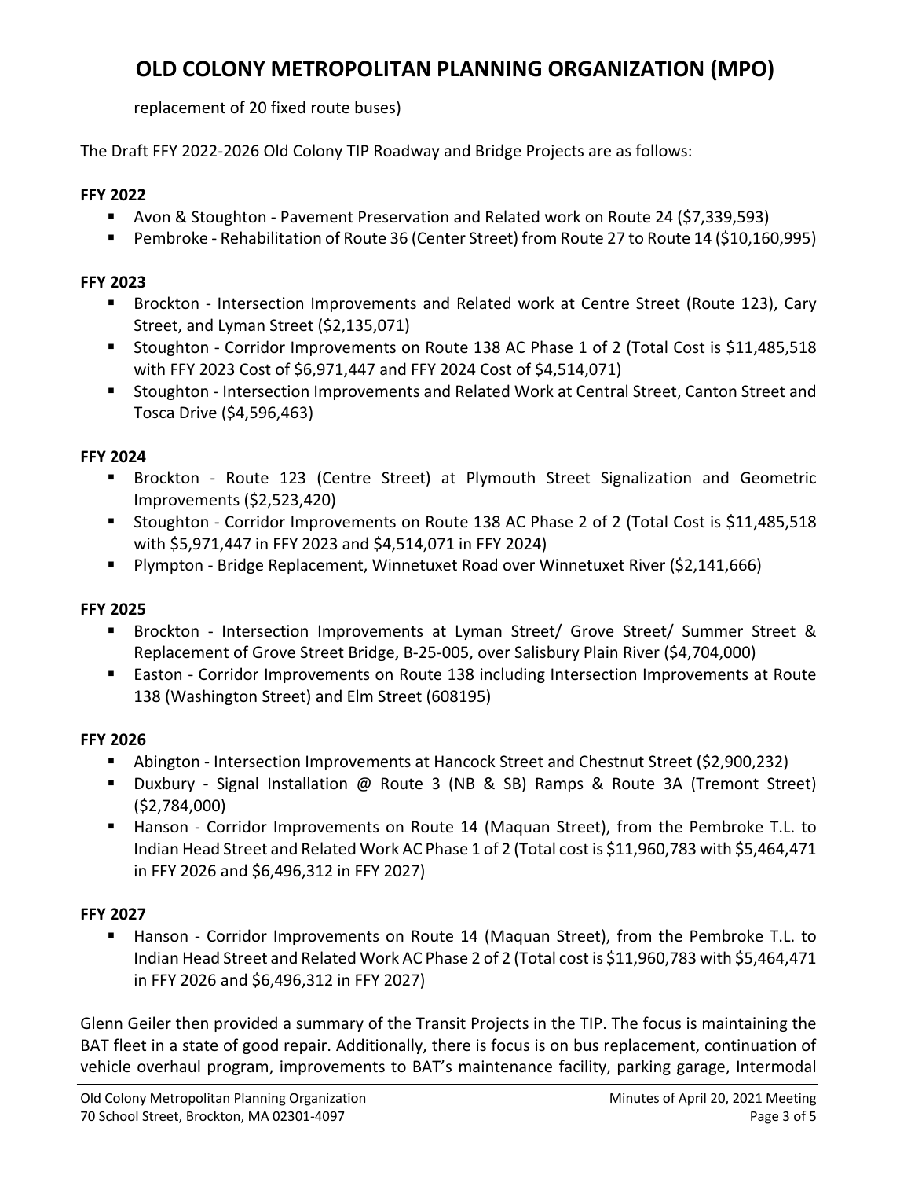replacement of 20 fixed route buses)

The Draft FFY 2022-2026 Old Colony TIP Roadway and Bridge Projects are as follows:

**FFY 2022**

- Avon & Stoughton - Pavement Preservation and Related work on Route 24 ($7,339,593)
- Pembroke - Rehabilitation of Route 36 (Center Street) from Route 27 to Route 14 ($10,160,995)

**FFY 2023**

- Brockton - Intersection Improvements and Related work at Centre Street (Route 123), Cary Street, and Lyman Street ($2,135,071)
- Stoughton - Corridor Improvements on Route 138 AC Phase 1 of 2 (Total Cost is $11,485,518 with FFY 2023 Cost of $6,971,447 and FFY 2024 Cost of $4,514,071)
- Stoughton - Intersection Improvements and Related Work at Central Street, Canton Street and Tosca Drive ($4,596,463)

**FFY 2024**

- Brockton - Route 123 (Centre Street) at Plymouth Street Signalization and Geometric Improvements ($2,523,420)
- Stoughton - Corridor Improvements on Route 138 AC Phase 2 of 2 (Total Cost is $11,485,518 with $5,971,447 in FFY 2023 and $4,514,071 in FFY 2024)
- Plympton - Bridge Replacement, Winnetuxet Road over Winnetuxet River ($2,141,666)

**FFY 2025**

- Brockton - Intersection Improvements at Lyman Street/ Grove Street/ Summer Street & Replacement of Grove Street Bridge, B-25-005, over Salisbury Plain River ($4,704,000)
- Easton - Corridor Improvements on Route 138 including Intersection Improvements at Route 138 (Washington Street) and Elm Street (608195)

**FFY 2026**

- Abington - Intersection Improvements at Hancock Street and Chestnut Street ($2,900,232)
- Duxbury - Signal Installation @ Route 3 (NB & SB) Ramps & Route 3A (Tremont Street) ($2,784,000)
- Hanson - Corridor Improvements on Route 14 (Maquan Street), from the Pembroke T.L. to Indian Head Street and Related Work AC Phase 1 of 2 (Total cost is $11,960,783 with $5,464,471 in FFY 2026 and $6,496,312 in FFY 2027)

**FFY 2027**

- Hanson - Corridor Improvements on Route 14 (Maquan Street), from the Pembroke T.L. to Indian Head Street and Related Work AC Phase 2 of 2 (Total cost is $11,960,783 with $5,464,471 in FFY 2026 and $6,496,312 in FFY 2027)

Glenn Geiler then provided a summary of the Transit Projects in the TIP. The focus is maintaining the BAT fleet in a state of good repair. Additionally, there is focus is on bus replacement, continuation of vehicle overhaul program, improvements to BAT's maintenance facility, parking garage, Intermodal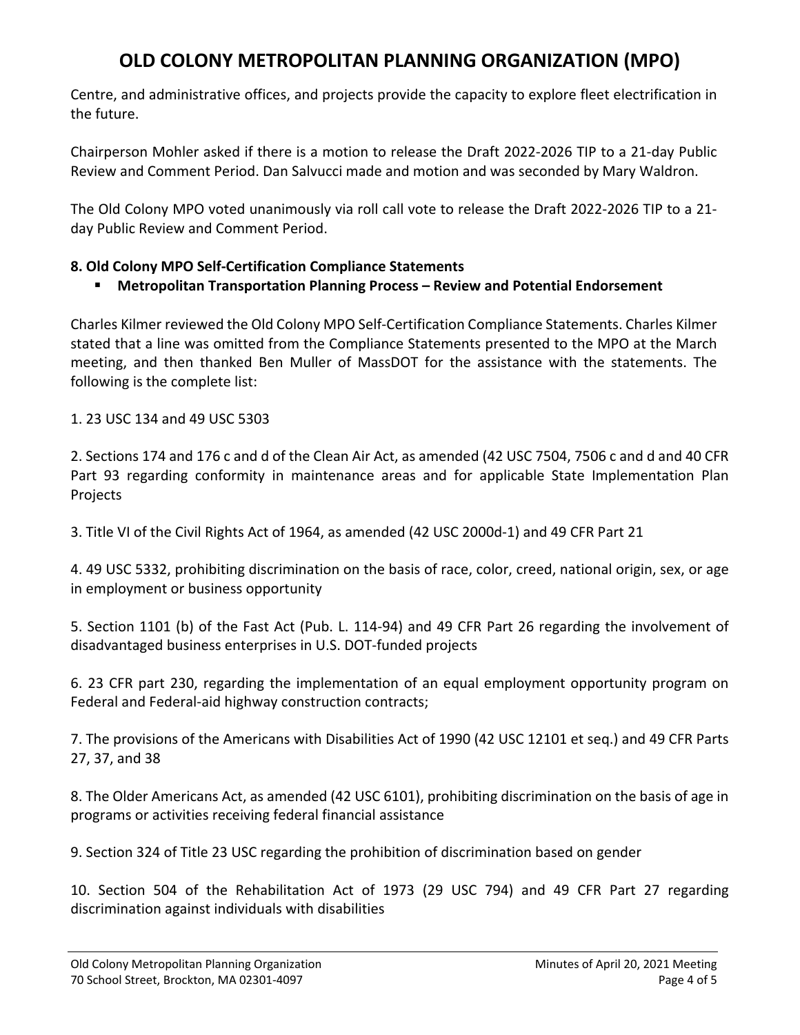Centre, and administrative offices, and projects provide the capacity to explore fleet electrification in the future.

Chairperson Mohler asked if there is a motion to release the Draft 2022-2026 TIP to a 21-day Public Review and Comment Period. Dan Salvucci made and motion and was seconded by Mary Waldron.

The Old Colony MPO voted unanimously via roll call vote to release the Draft 2022-2026 TIP to a 21-day Public Review and Comment Period.

**8. Old Colony MPO Self-Certification Compliance Statements**

- **Metropolitan Transportation Planning Process – Review and Potential Endorsement**

Charles Kilmer reviewed the Old Colony MPO Self-Certification Compliance Statements. Charles Kilmer stated that a line was omitted from the Compliance Statements presented to the MPO at the March meeting, and then thanked Ben Muller of MassDOT for the assistance with the statements. The following is the complete list:

1. 23 USC 134 and 49 USC 5303

2. Sections 174 and 176 c and d of the Clean Air Act, as amended (42 USC 7504, 7506 c and d and 40 CFR Part 93 regarding conformity in maintenance areas and for applicable State Implementation Plan Projects

3. Title VI of the Civil Rights Act of 1964, as amended (42 USC 2000d-1) and 49 CFR Part 21

4. 49 USC 5332, prohibiting discrimination on the basis of race, color, creed, national origin, sex, or age in employment or business opportunity

5. Section 1101 (b) of the Fast Act (Pub. L. 114-94) and 49 CFR Part 26 regarding the involvement of disadvantaged business enterprises in U.S. DOT-funded projects

6. 23 CFR part 230, regarding the implementation of an equal employment opportunity program on Federal and Federal-aid highway construction contracts;

7. The provisions of the Americans with Disabilities Act of 1990 (42 USC 12101 et seq.) and 49 CFR Parts 27, 37, and 38

8. The Older Americans Act, as amended (42 USC 6101), prohibiting discrimination on the basis of age in programs or activities receiving federal financial assistance

9. Section 324 of Title 23 USC regarding the prohibition of discrimination based on gender

10. Section 504 of the Rehabilitation Act of 1973 (29 USC 794) and 49 CFR Part 27 regarding discrimination against individuals with disabilities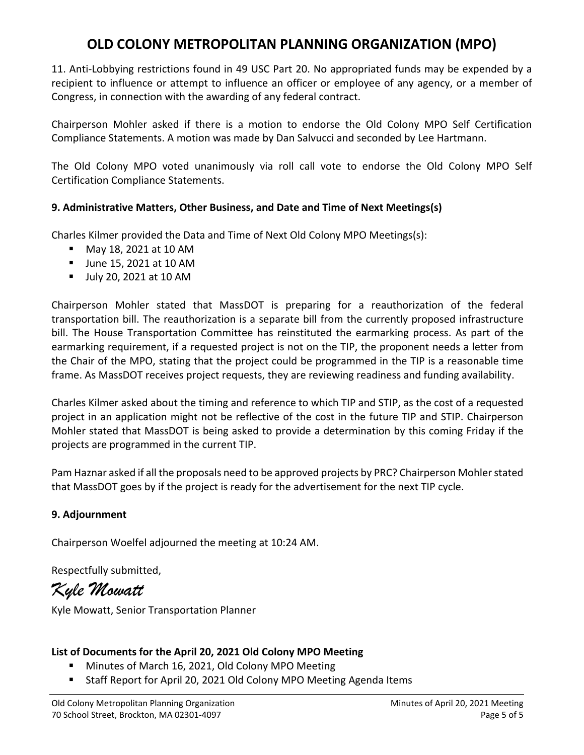11. Anti-Lobbying restrictions found in 49 USC Part 20. No appropriated funds may be expended by a recipient to influence or attempt to influence an officer or employee of any agency, or a member of Congress, in connection with the awarding of any federal contract.

Chairperson Mohler asked if there is a motion to endorse the Old Colony MPO Self Certification Compliance Statements. A motion was made by Dan Salvucci and seconded by Lee Hartmann.

The Old Colony MPO voted unanimously via roll call vote to endorse the Old Colony MPO Self Certification Compliance Statements.

**9. Administrative Matters, Other Business, and Date and Time of Next Meetings(s)**

Charles Kilmer provided the Data and Time of Next Old Colony MPO Meetings(s):

- May 18, 2021 at 10 AM
- June 15, 2021 at 10 AM
- July 20, 2021 at 10 AM

Chairperson Mohler stated that MassDOT is preparing for a reauthorization of the federal transportation bill. The reauthorization is a separate bill from the currently proposed infrastructure bill. The House Transportation Committee has reinstituted the earmarking process. As part of the earmarking requirement, if a requested project is not on the TIP, the proponent needs a letter from the Chair of the MPO, stating that the project could be programmed in the TIP is a reasonable time frame. As MassDOT receives project requests, they are reviewing readiness and funding availability.

Charles Kilmer asked about the timing and reference to which TIP and STIP, as the cost of a requested project in an application might not be reflective of the cost in the future TIP and STIP. Chairperson Mohler stated that MassDOT is being asked to provide a determination by this coming Friday if the projects are programmed in the current TIP.

Pam Haznar asked if all the proposals need to be approved projects by PRC? Chairperson Mohler stated that MassDOT goes by if the project is ready for the advertisement for the next TIP cycle.

**9. Adjournment**

Chairperson Woelfel adjourned the meeting at 10:24 AM.

Respectfully submitted,

*Kyle Mowatt*

Kyle Mowatt, Senior Transportation Planner

**List of Documents for the April 20, 2021 Old Colony MPO Meeting**

- Minutes of March 16, 2021, Old Colony MPO Meeting
- Staff Report for April 20, 2021 Old Colony MPO Meeting Agenda Items